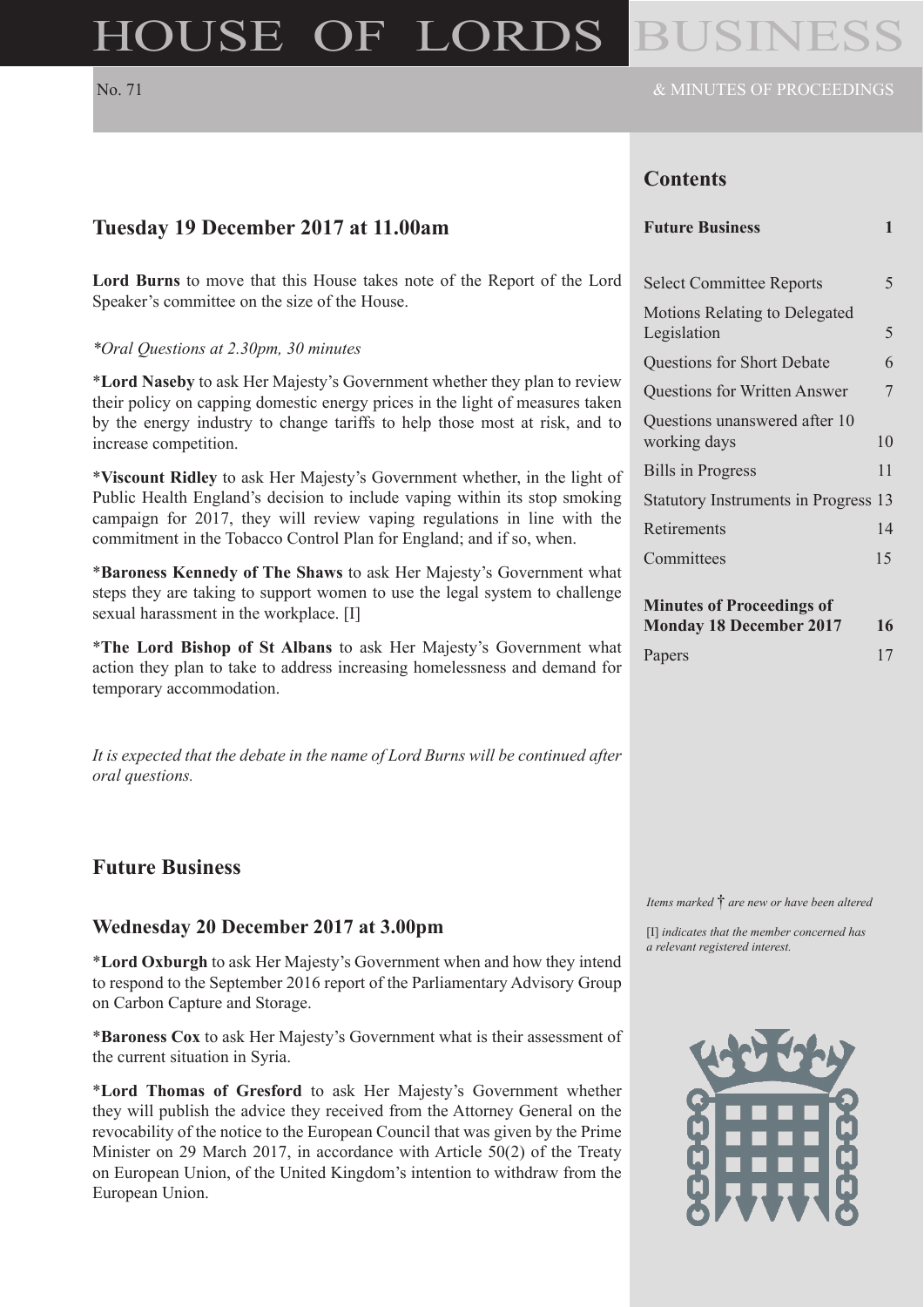# HOUSE OF LORDS BUSINESS

No. 71 & MINUTES OF PROCEEDINGS

## Tuesday 19 December 2017 at 11.00am

**Lord Burns** to move that this House takes note of the Report of the Lord Speaker's committee on the size of the House.

*\*Oral Questions at 2.30pm, 30 minutes*

\***Lord Naseby** to ask Her Majesty's Government whether they plan to review their policy on capping domestic energy prices in the light of measures taken by the energy industry to change tariffs to help those most at risk, and to increase competition.

\***Viscount Ridley** to ask Her Majesty's Government whether, in the light of Public Health England's decision to include vaping within its stop smoking campaign for 2017, they will review vaping regulations in line with the commitment in the Tobacco Control Plan for England; and if so, when.

\***Baroness Kennedy of The Shaws** to ask Her Majesty's Government what steps they are taking to support women to use the legal system to challenge sexual harassment in the workplace. [I]

\***The Lord Bishop of St Albans** to ask Her Majesty's Government what action they plan to take to address increasing homelessness and demand for temporary accommodation.

*It is expected that the debate in the name of Lord Burns will be continued after oral questions.*

## Future Business

### Wednesday 20 December 2017 at 3.00pm

\***Lord Oxburgh** to ask Her Majesty's Government when and how they intend to respond to the September 2016 report of the Parliamentary Advisory Group on Carbon Capture and Storage.

\***Baroness Cox** to ask Her Majesty's Government what is their assessment of the current situation in Syria.

\***Lord Thomas of Gresford** to ask Her Majesty's Government whether they will publish the advice they received from the Attorney General on the revocability of the notice to the European Council that was given by the Prime Minister on 29 March 2017, in accordance with Article 50(2) of the Treaty on European Union, of the United Kingdom's intention to withdraw from the European Union.

## Contents

| | |
|---|---|
| **Future Business** | **1** |
| Select Committee Reports | 5 |
| Motions Relating to Delegated Legislation | 5 |
| Questions for Short Debate | 6 |
| Questions for Written Answer | 7 |
| Questions unanswered after 10 working days | 10 |
| Bills in Progress | 11 |
| Statutory Instruments in Progress | 13 |
| Retirements | 14 |
| Committees | 15 |
| **Minutes of Proceedings of Monday 18 December 2017** | **16** |
| Papers | 17 |

*Items marked † are new or have been altered*

[I] *indicates that the member concerned has a relevant registered interest.*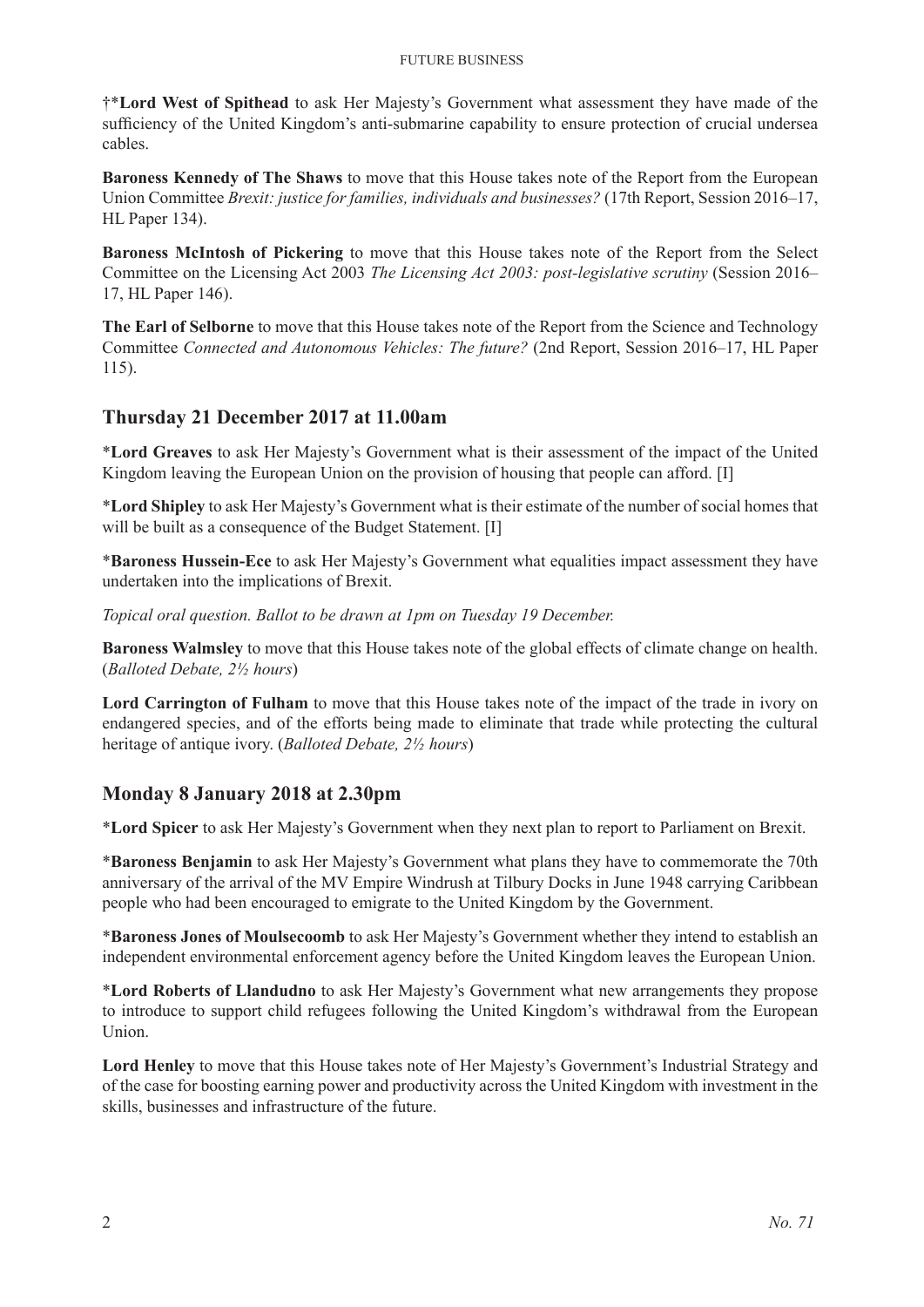†***Lord West of Spithead** to ask Her Majesty's Government what assessment they have made of the sufficiency of the United Kingdom's anti-submarine capability to ensure protection of crucial undersea cables.

**Baroness Kennedy of The Shaws** to move that this House takes note of the Report from the European Union Committee *Brexit: justice for families, individuals and businesses?* (17th Report, Session 2016–17, HL Paper 134).

**Baroness McIntosh of Pickering** to move that this House takes note of the Report from the Select Committee on the Licensing Act 2003 *The Licensing Act 2003: post-legislative scrutiny* (Session 2016–17, HL Paper 146).

**The Earl of Selborne** to move that this House takes note of the Report from the Science and Technology Committee *Connected and Autonomous Vehicles: The future?* (2nd Report, Session 2016–17, HL Paper 115).

## Thursday 21 December 2017 at 11.00am

***Lord Greaves** to ask Her Majesty's Government what is their assessment of the impact of the United Kingdom leaving the European Union on the provision of housing that people can afford. [I]

***Lord Shipley** to ask Her Majesty's Government what is their estimate of the number of social homes that will be built as a consequence of the Budget Statement. [I]

***Baroness Hussein-Ece** to ask Her Majesty's Government what equalities impact assessment they have undertaken into the implications of Brexit.

*Topical oral question. Ballot to be drawn at 1pm on Tuesday 19 December.*

**Baroness Walmsley** to move that this House takes note of the global effects of climate change on health. (*Balloted Debate, 2½ hours*)

**Lord Carrington of Fulham** to move that this House takes note of the impact of the trade in ivory on endangered species, and of the efforts being made to eliminate that trade while protecting the cultural heritage of antique ivory. (*Balloted Debate, 2½ hours*)

## Monday 8 January 2018 at 2.30pm

***Lord Spicer** to ask Her Majesty's Government when they next plan to report to Parliament on Brexit.

***Baroness Benjamin** to ask Her Majesty's Government what plans they have to commemorate the 70th anniversary of the arrival of the MV Empire Windrush at Tilbury Docks in June 1948 carrying Caribbean people who had been encouraged to emigrate to the United Kingdom by the Government.

***Baroness Jones of Moulsecoomb** to ask Her Majesty's Government whether they intend to establish an independent environmental enforcement agency before the United Kingdom leaves the European Union.

***Lord Roberts of Llandudno** to ask Her Majesty's Government what new arrangements they propose to introduce to support child refugees following the United Kingdom's withdrawal from the European Union.

**Lord Henley** to move that this House takes note of Her Majesty's Government's Industrial Strategy and of the case for boosting earning power and productivity across the United Kingdom with investment in the skills, businesses and infrastructure of the future.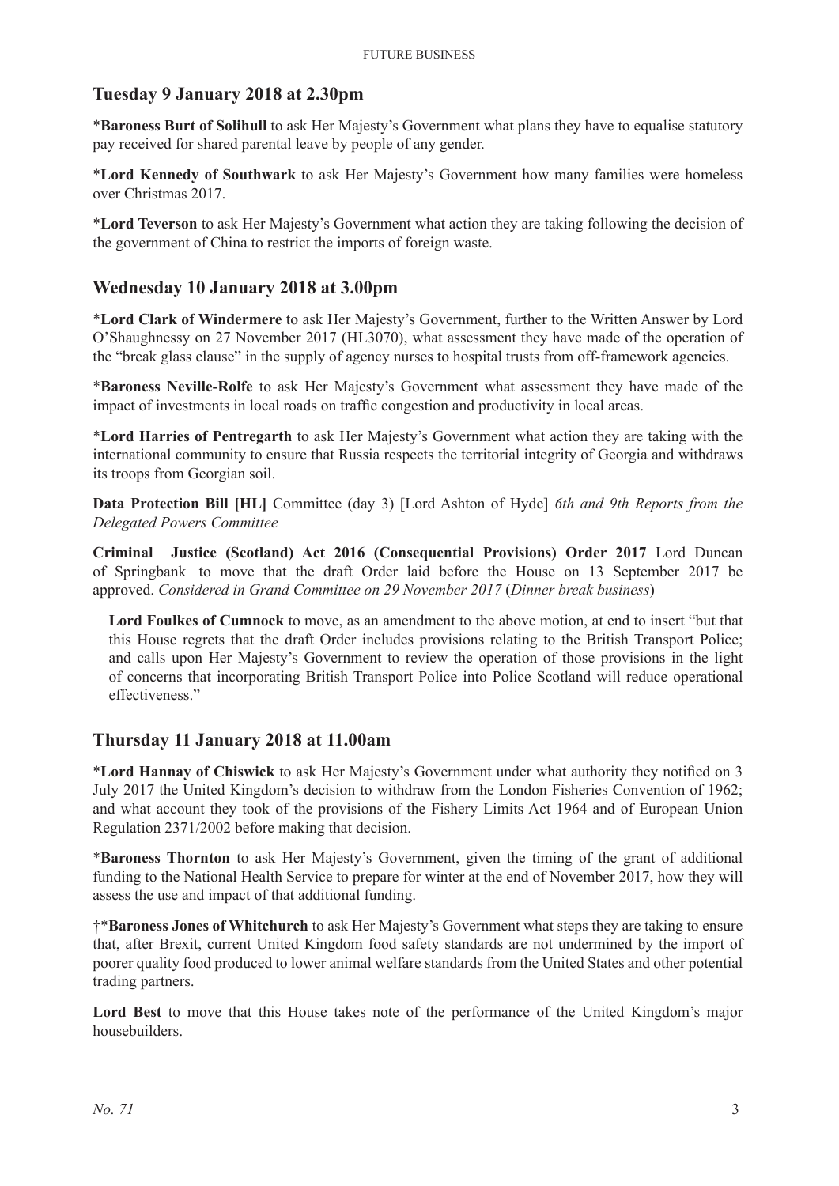## Tuesday 9 January 2018 at 2.30pm

*__Baroness Burt of Solihull__ to ask Her Majesty's Government what plans they have to equalise statutory pay received for shared parental leave by people of any gender.

*__Lord Kennedy of Southwark__ to ask Her Majesty's Government how many families were homeless over Christmas 2017.

*__Lord Teverson__ to ask Her Majesty's Government what action they are taking following the decision of the government of China to restrict the imports of foreign waste.

## Wednesday 10 January 2018 at 3.00pm

*__Lord Clark of Windermere__ to ask Her Majesty's Government, further to the Written Answer by Lord O'Shaughnessy on 27 November 2017 (HL3070), what assessment they have made of the operation of the "break glass clause" in the supply of agency nurses to hospital trusts from off-framework agencies.

*__Baroness Neville-Rolfe__ to ask Her Majesty's Government what assessment they have made of the impact of investments in local roads on traffic congestion and productivity in local areas.

*__Lord Harries of Pentregarth__ to ask Her Majesty's Government what action they are taking with the international community to ensure that Russia respects the territorial integrity of Georgia and withdraws its troops from Georgian soil.

**Data Protection Bill [HL]** Committee (day 3) [Lord Ashton of Hyde] *6th and 9th Reports from the Delegated Powers Committee*

**Criminal Justice (Scotland) Act 2016 (Consequential Provisions) Order 2017** Lord Duncan of Springbank to move that the draft Order laid before the House on 13 September 2017 be approved. *Considered in Grand Committee on 29 November 2017* (*Dinner break business*)

> **Lord Foulkes of Cumnock** to move, as an amendment to the above motion, at end to insert "but that this House regrets that the draft Order includes provisions relating to the British Transport Police; and calls upon Her Majesty's Government to review the operation of those provisions in the light of concerns that incorporating British Transport Police into Police Scotland will reduce operational effectiveness."

## Thursday 11 January 2018 at 11.00am

*__Lord Hannay of Chiswick__ to ask Her Majesty's Government under what authority they notified on 3 July 2017 the United Kingdom's decision to withdraw from the London Fisheries Convention of 1962; and what account they took of the provisions of the Fishery Limits Act 1964 and of European Union Regulation 2371/2002 before making that decision.

*__Baroness Thornton__ to ask Her Majesty's Government, given the timing of the grant of additional funding to the National Health Service to prepare for winter at the end of November 2017, how they will assess the use and impact of that additional funding.

†*__Baroness Jones of Whitchurch__ to ask Her Majesty's Government what steps they are taking to ensure that, after Brexit, current United Kingdom food safety standards are not undermined by the import of poorer quality food produced to lower animal welfare standards from the United States and other potential trading partners.

**Lord Best** to move that this House takes note of the performance of the United Kingdom's major housebuilders.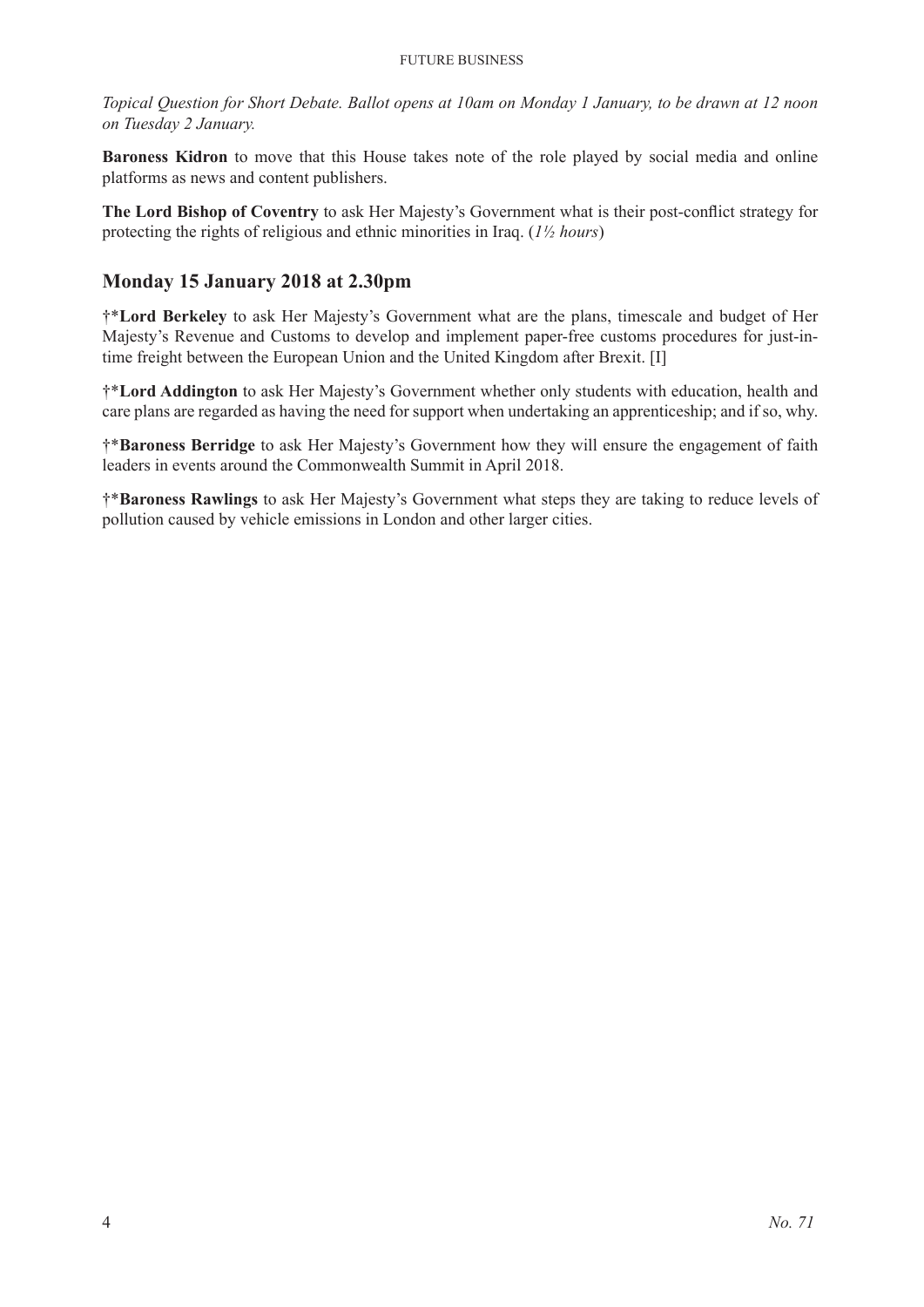*Topical Question for Short Debate. Ballot opens at 10am on Monday 1 January, to be drawn at 12 noon on Tuesday 2 January.*

**Baroness Kidron** to move that this House takes note of the role played by social media and online platforms as news and content publishers.

**The Lord Bishop of Coventry** to ask Her Majesty's Government what is their post-conflict strategy for protecting the rights of religious and ethnic minorities in Iraq. (*1½ hours*)

## Monday 15 January 2018 at 2.30pm

†***Lord Berkeley** to ask Her Majesty's Government what are the plans, timescale and budget of Her Majesty's Revenue and Customs to develop and implement paper-free customs procedures for just-in-time freight between the European Union and the United Kingdom after Brexit. [I]

†***Lord Addington** to ask Her Majesty's Government whether only students with education, health and care plans are regarded as having the need for support when undertaking an apprenticeship; and if so, why.

†***Baroness Berridge** to ask Her Majesty's Government how they will ensure the engagement of faith leaders in events around the Commonwealth Summit in April 2018.

†***Baroness Rawlings** to ask Her Majesty's Government what steps they are taking to reduce levels of pollution caused by vehicle emissions in London and other larger cities.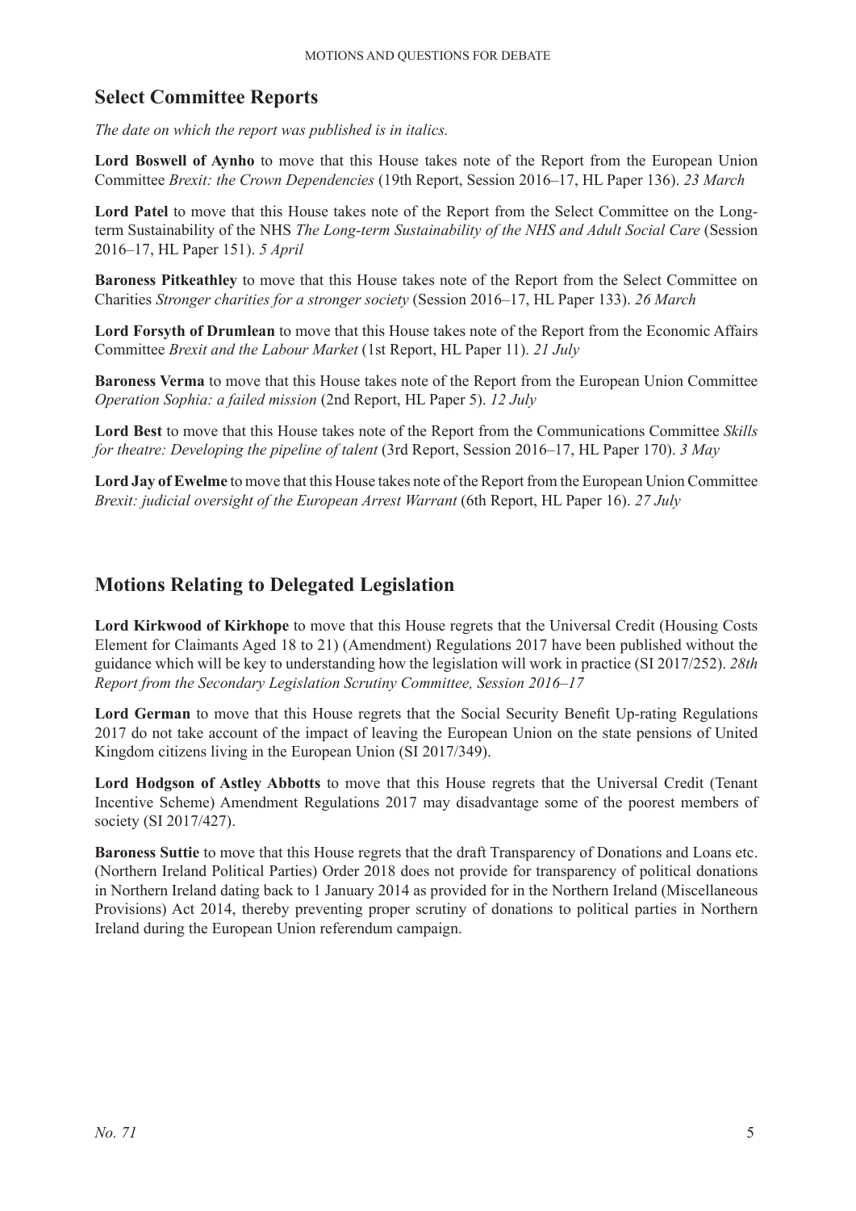## Select Committee Reports

*The date on which the report was published is in italics.*

**Lord Boswell of Aynho** to move that this House takes note of the Report from the European Union Committee *Brexit: the Crown Dependencies* (19th Report, Session 2016–17, HL Paper 136). *23 March*

**Lord Patel** to move that this House takes note of the Report from the Select Committee on the Long-term Sustainability of the NHS *The Long-term Sustainability of the NHS and Adult Social Care* (Session 2016–17, HL Paper 151). *5 April*

**Baroness Pitkeathley** to move that this House takes note of the Report from the Select Committee on Charities *Stronger charities for a stronger society* (Session 2016–17, HL Paper 133). *26 March*

**Lord Forsyth of Drumlean** to move that this House takes note of the Report from the Economic Affairs Committee *Brexit and the Labour Market* (1st Report, HL Paper 11). *21 July*

**Baroness Verma** to move that this House takes note of the Report from the European Union Committee *Operation Sophia: a failed mission* (2nd Report, HL Paper 5). *12 July*

**Lord Best** to move that this House takes note of the Report from the Communications Committee *Skills for theatre: Developing the pipeline of talent* (3rd Report, Session 2016–17, HL Paper 170). *3 May*

**Lord Jay of Ewelme** to move that this House takes note of the Report from the European Union Committee *Brexit: judicial oversight of the European Arrest Warrant* (6th Report, HL Paper 16). *27 July*

## Motions Relating to Delegated Legislation

**Lord Kirkwood of Kirkhope** to move that this House regrets that the Universal Credit (Housing Costs Element for Claimants Aged 18 to 21) (Amendment) Regulations 2017 have been published without the guidance which will be key to understanding how the legislation will work in practice (SI 2017/252). *28th Report from the Secondary Legislation Scrutiny Committee, Session 2016–17*

**Lord German** to move that this House regrets that the Social Security Benefit Up-rating Regulations 2017 do not take account of the impact of leaving the European Union on the state pensions of United Kingdom citizens living in the European Union (SI 2017/349).

**Lord Hodgson of Astley Abbotts** to move that this House regrets that the Universal Credit (Tenant Incentive Scheme) Amendment Regulations 2017 may disadvantage some of the poorest members of society (SI 2017/427).

**Baroness Suttie** to move that this House regrets that the draft Transparency of Donations and Loans etc. (Northern Ireland Political Parties) Order 2018 does not provide for transparency of political donations in Northern Ireland dating back to 1 January 2014 as provided for in the Northern Ireland (Miscellaneous Provisions) Act 2014, thereby preventing proper scrutiny of donations to political parties in Northern Ireland during the European Union referendum campaign.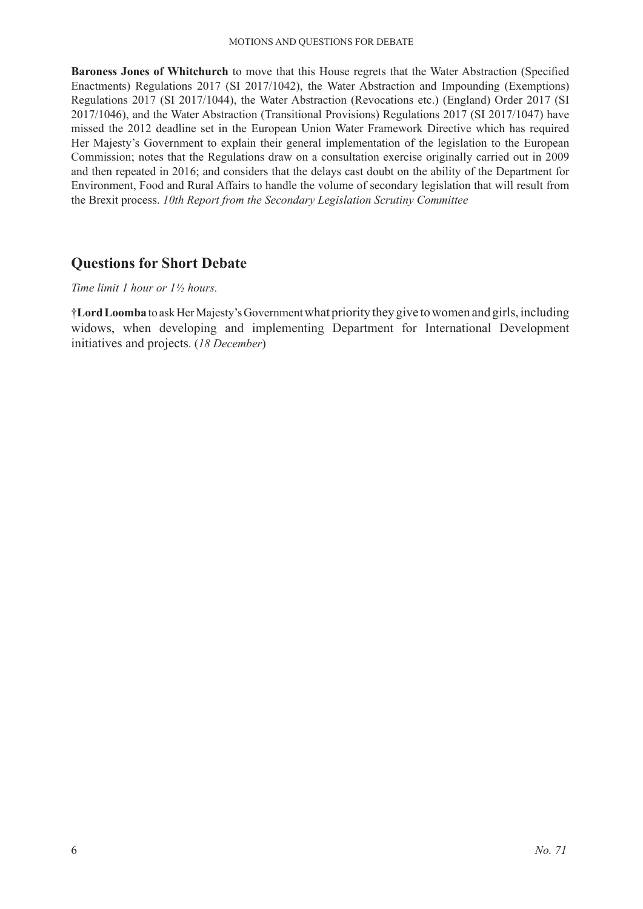**Baroness Jones of Whitchurch** to move that this House regrets that the Water Abstraction (Specified Enactments) Regulations 2017 (SI 2017/1042), the Water Abstraction and Impounding (Exemptions) Regulations 2017 (SI 2017/1044), the Water Abstraction (Revocations etc.) (England) Order 2017 (SI 2017/1046), and the Water Abstraction (Transitional Provisions) Regulations 2017 (SI 2017/1047) have missed the 2012 deadline set in the European Union Water Framework Directive which has required Her Majesty's Government to explain their general implementation of the legislation to the European Commission; notes that the Regulations draw on a consultation exercise originally carried out in 2009 and then repeated in 2016; and considers that the delays cast doubt on the ability of the Department for Environment, Food and Rural Affairs to handle the volume of secondary legislation that will result from the Brexit process. *10th Report from the Secondary Legislation Scrutiny Committee*

## Questions for Short Debate

*Time limit 1 hour or 1½ hours.*

†**Lord Loomba** to ask Her Majesty's Government what priority they give to women and girls, including widows, when developing and implementing Department for International Development initiatives and projects. (*18 December*)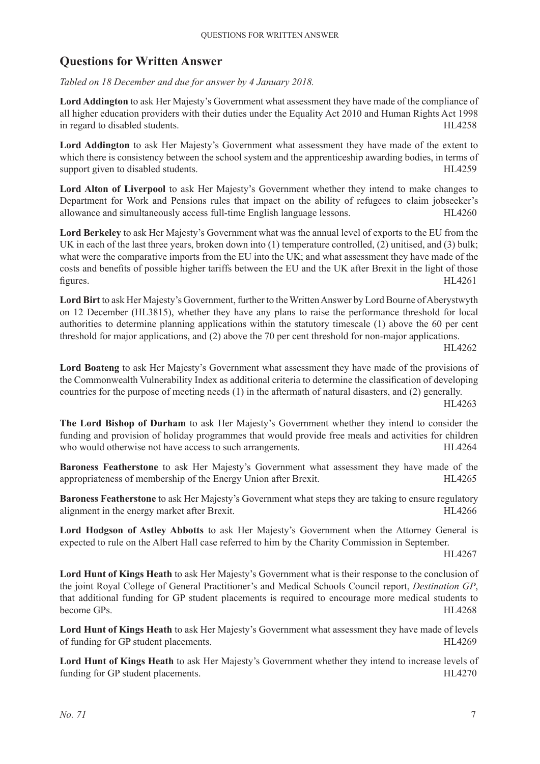## Questions for Written Answer

*Tabled on 18 December and due for answer by 4 January 2018.*

**Lord Addington** to ask Her Majesty's Government what assessment they have made of the compliance of all higher education providers with their duties under the Equality Act 2010 and Human Rights Act 1998 in regard to disabled students. HL4258

**Lord Addington** to ask Her Majesty's Government what assessment they have made of the extent to which there is consistency between the school system and the apprenticeship awarding bodies, in terms of support given to disabled students. HL4259

**Lord Alton of Liverpool** to ask Her Majesty's Government whether they intend to make changes to Department for Work and Pensions rules that impact on the ability of refugees to claim jobseeker's allowance and simultaneously access full-time English language lessons. HL4260

**Lord Berkeley** to ask Her Majesty's Government what was the annual level of exports to the EU from the UK in each of the last three years, broken down into (1) temperature controlled, (2) unitised, and (3) bulk; what were the comparative imports from the EU into the UK; and what assessment they have made of the costs and benefits of possible higher tariffs between the EU and the UK after Brexit in the light of those figures. HL4261

**Lord Birt** to ask Her Majesty's Government, further to the Written Answer by Lord Bourne of Aberystwyth on 12 December (HL3815), whether they have any plans to raise the performance threshold for local authorities to determine planning applications within the statutory timescale (1) above the 60 per cent threshold for major applications, and (2) above the 70 per cent threshold for non-major applications. HL4262

**Lord Boateng** to ask Her Majesty's Government what assessment they have made of the provisions of the Commonwealth Vulnerability Index as additional criteria to determine the classification of developing countries for the purpose of meeting needs (1) in the aftermath of natural disasters, and (2) generally. HL4263

**The Lord Bishop of Durham** to ask Her Majesty's Government whether they intend to consider the funding and provision of holiday programmes that would provide free meals and activities for children who would otherwise not have access to such arrangements. HL4264

**Baroness Featherstone** to ask Her Majesty's Government what assessment they have made of the appropriateness of membership of the Energy Union after Brexit. HL4265

**Baroness Featherstone** to ask Her Majesty's Government what steps they are taking to ensure regulatory alignment in the energy market after Brexit. HL4266

**Lord Hodgson of Astley Abbotts** to ask Her Majesty's Government when the Attorney General is expected to rule on the Albert Hall case referred to him by the Charity Commission in September. HL4267

**Lord Hunt of Kings Heath** to ask Her Majesty's Government what is their response to the conclusion of the joint Royal College of General Practitioner's and Medical Schools Council report, *Destination GP*, that additional funding for GP student placements is required to encourage more medical students to become GPs. HL4268

**Lord Hunt of Kings Heath** to ask Her Majesty's Government what assessment they have made of levels of funding for GP student placements. HL4269

**Lord Hunt of Kings Heath** to ask Her Majesty's Government whether they intend to increase levels of funding for GP student placements. HL4270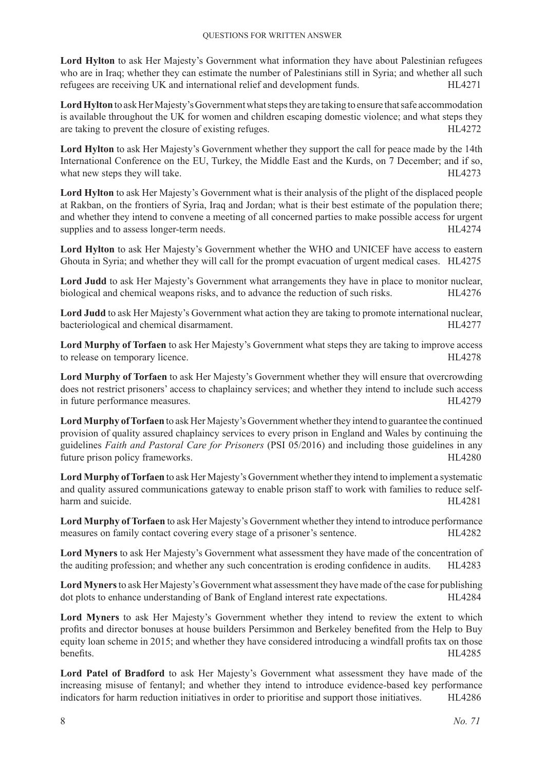**Lord Hylton** to ask Her Majesty's Government what information they have about Palestinian refugees who are in Iraq; whether they can estimate the number of Palestinians still in Syria; and whether all such refugees are receiving UK and international relief and development funds. HL4271

**Lord Hylton** to ask Her Majesty's Government what steps they are taking to ensure that safe accommodation is available throughout the UK for women and children escaping domestic violence; and what steps they are taking to prevent the closure of existing refuges. HL4272

**Lord Hylton** to ask Her Majesty's Government whether they support the call for peace made by the 14th International Conference on the EU, Turkey, the Middle East and the Kurds, on 7 December; and if so, what new steps they will take. HL4273

**Lord Hylton** to ask Her Majesty's Government what is their analysis of the plight of the displaced people at Rakban, on the frontiers of Syria, Iraq and Jordan; what is their best estimate of the population there; and whether they intend to convene a meeting of all concerned parties to make possible access for urgent supplies and to assess longer-term needs. HL4274

**Lord Hylton** to ask Her Majesty's Government whether the WHO and UNICEF have access to eastern Ghouta in Syria; and whether they will call for the prompt evacuation of urgent medical cases. HL4275

**Lord Judd** to ask Her Majesty's Government what arrangements they have in place to monitor nuclear, biological and chemical weapons risks, and to advance the reduction of such risks. HL4276

**Lord Judd** to ask Her Majesty's Government what action they are taking to promote international nuclear, bacteriological and chemical disarmament. HL4277

**Lord Murphy of Torfaen** to ask Her Majesty's Government what steps they are taking to improve access to release on temporary licence. HL4278

**Lord Murphy of Torfaen** to ask Her Majesty's Government whether they will ensure that overcrowding does not restrict prisoners' access to chaplaincy services; and whether they intend to include such access in future performance measures. HL4279

**Lord Murphy of Torfaen** to ask Her Majesty's Government whether they intend to guarantee the continued provision of quality assured chaplaincy services to every prison in England and Wales by continuing the guidelines *Faith and Pastoral Care for Prisoners* (PSI 05/2016) and including those guidelines in any future prison policy frameworks. HL4280

**Lord Murphy of Torfaen** to ask Her Majesty's Government whether they intend to implement a systematic and quality assured communications gateway to enable prison staff to work with families to reduce self-harm and suicide. HL4281

**Lord Murphy of Torfaen** to ask Her Majesty's Government whether they intend to introduce performance measures on family contact covering every stage of a prisoner's sentence. HL4282

**Lord Myners** to ask Her Majesty's Government what assessment they have made of the concentration of the auditing profession; and whether any such concentration is eroding confidence in audits. HL4283

**Lord Myners** to ask Her Majesty's Government what assessment they have made of the case for publishing dot plots to enhance understanding of Bank of England interest rate expectations. HL4284

**Lord Myners** to ask Her Majesty's Government whether they intend to review the extent to which profits and director bonuses at house builders Persimmon and Berkeley benefited from the Help to Buy equity loan scheme in 2015; and whether they have considered introducing a windfall profits tax on those benefits. HL4285

**Lord Patel of Bradford** to ask Her Majesty's Government what assessment they have made of the increasing misuse of fentanyl; and whether they intend to introduce evidence-based key performance indicators for harm reduction initiatives in order to prioritise and support those initiatives. HL4286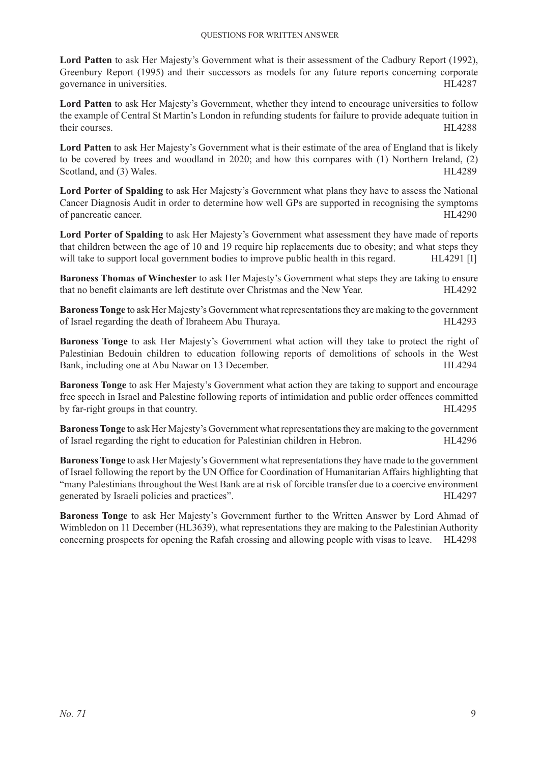**Lord Patten** to ask Her Majesty's Government what is their assessment of the Cadbury Report (1992), Greenbury Report (1995) and their successors as models for any future reports concerning corporate governance in universities. HL4287

**Lord Patten** to ask Her Majesty's Government, whether they intend to encourage universities to follow the example of Central St Martin's London in refunding students for failure to provide adequate tuition in their courses. HL4288

**Lord Patten** to ask Her Majesty's Government what is their estimate of the area of England that is likely to be covered by trees and woodland in 2020; and how this compares with (1) Northern Ireland, (2) Scotland, and (3) Wales. HL4289

**Lord Porter of Spalding** to ask Her Majesty's Government what plans they have to assess the National Cancer Diagnosis Audit in order to determine how well GPs are supported in recognising the symptoms of pancreatic cancer. HL4290

**Lord Porter of Spalding** to ask Her Majesty's Government what assessment they have made of reports that children between the age of 10 and 19 require hip replacements due to obesity; and what steps they will take to support local government bodies to improve public health in this regard. HL4291 [I]

**Baroness Thomas of Winchester** to ask Her Majesty's Government what steps they are taking to ensure that no benefit claimants are left destitute over Christmas and the New Year. HL4292

**Baroness Tonge** to ask Her Majesty's Government what representations they are making to the government of Israel regarding the death of Ibraheem Abu Thuraya. HL4293

**Baroness Tonge** to ask Her Majesty's Government what action will they take to protect the right of Palestinian Bedouin children to education following reports of demolitions of schools in the West Bank, including one at Abu Nawar on 13 December. HL4294

**Baroness Tonge** to ask Her Majesty's Government what action they are taking to support and encourage free speech in Israel and Palestine following reports of intimidation and public order offences committed by far-right groups in that country. HL4295

**Baroness Tonge** to ask Her Majesty's Government what representations they are making to the government of Israel regarding the right to education for Palestinian children in Hebron. HL4296

**Baroness Tonge** to ask Her Majesty's Government what representations they have made to the government of Israel following the report by the UN Office for Coordination of Humanitarian Affairs highlighting that "many Palestinians throughout the West Bank are at risk of forcible transfer due to a coercive environment generated by Israeli policies and practices". HL4297

**Baroness Tonge** to ask Her Majesty's Government further to the Written Answer by Lord Ahmad of Wimbledon on 11 December (HL3639), what representations they are making to the Palestinian Authority concerning prospects for opening the Rafah crossing and allowing people with visas to leave. HL4298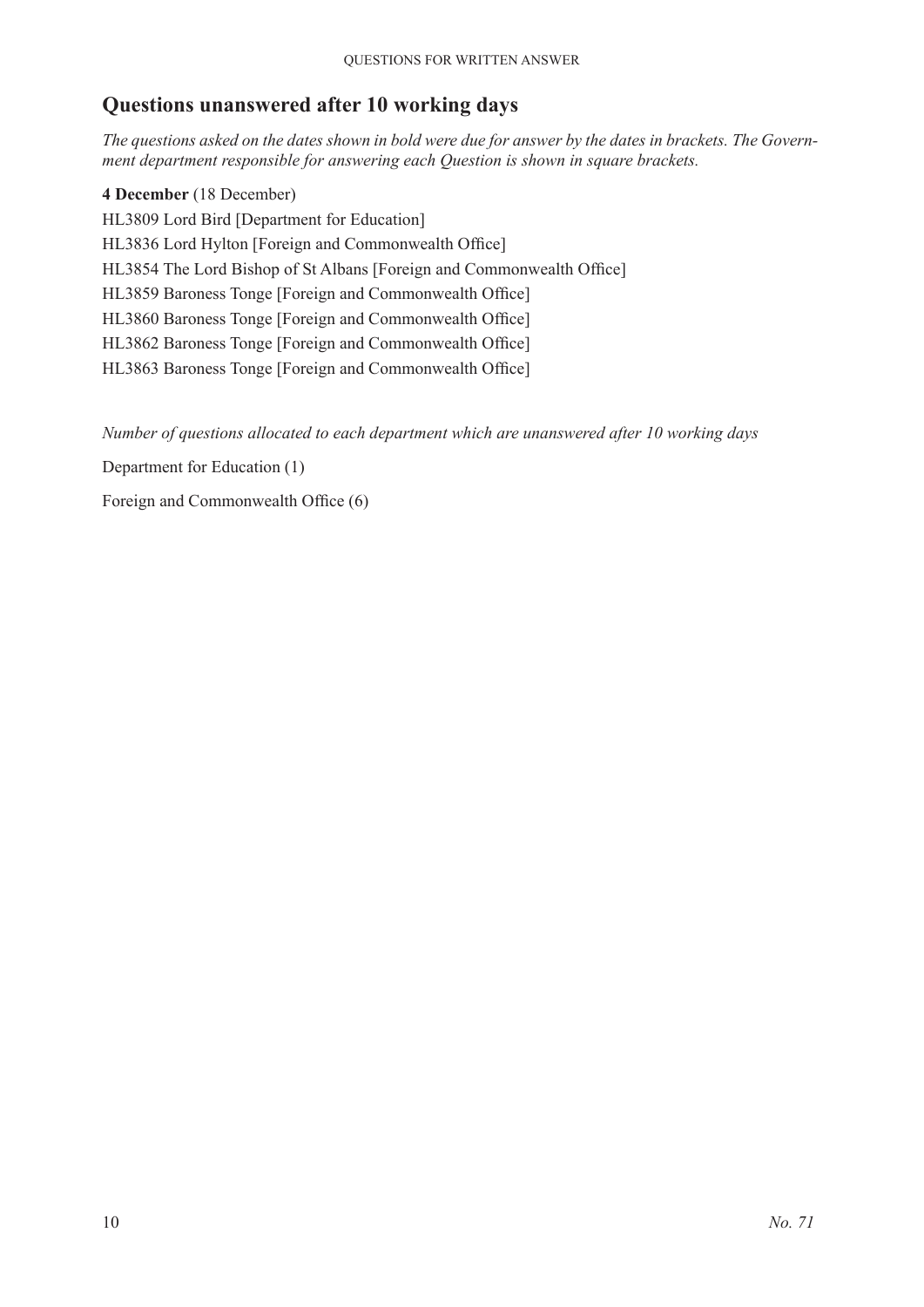## Questions unanswered after 10 working days

*The questions asked on the dates shown in bold were due for answer by the dates in brackets. The Government department responsible for answering each Question is shown in square brackets.*

**4 December** (18 December)

HL3809 Lord Bird [Department for Education]

HL3836 Lord Hylton [Foreign and Commonwealth Office]

HL3854 The Lord Bishop of St Albans [Foreign and Commonwealth Office]

HL3859 Baroness Tonge [Foreign and Commonwealth Office]

HL3860 Baroness Tonge [Foreign and Commonwealth Office]

HL3862 Baroness Tonge [Foreign and Commonwealth Office]

HL3863 Baroness Tonge [Foreign and Commonwealth Office]

*Number of questions allocated to each department which are unanswered after 10 working days*

Department for Education (1)

Foreign and Commonwealth Office (6)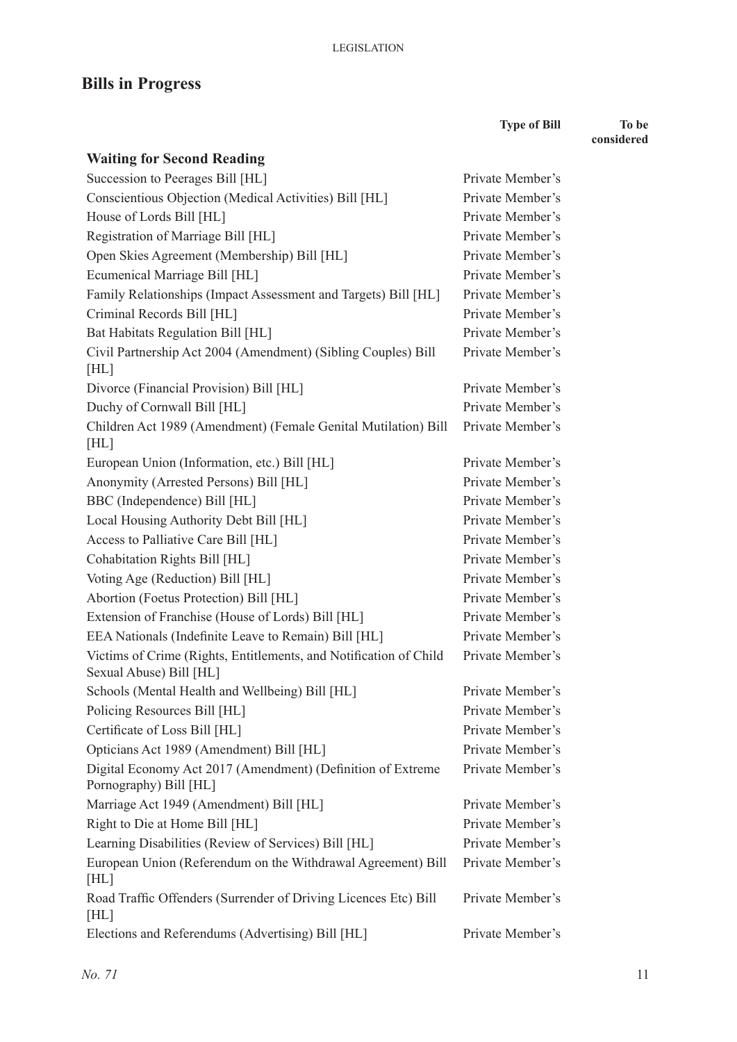## Bills in Progress

| | Type of Bill | To be considered |
|---|---|---|
| **Waiting for Second Reading** | | |
| Succession to Peerages Bill [HL] | Private Member's | |
| Conscientious Objection (Medical Activities) Bill [HL] | Private Member's | |
| House of Lords Bill [HL] | Private Member's | |
| Registration of Marriage Bill [HL] | Private Member's | |
| Open Skies Agreement (Membership) Bill [HL] | Private Member's | |
| Ecumenical Marriage Bill [HL] | Private Member's | |
| Family Relationships (Impact Assessment and Targets) Bill [HL] | Private Member's | |
| Criminal Records Bill [HL] | Private Member's | |
| Bat Habitats Regulation Bill [HL] | Private Member's | |
| Civil Partnership Act 2004 (Amendment) (Sibling Couples) Bill [HL] | Private Member's | |
| Divorce (Financial Provision) Bill [HL] | Private Member's | |
| Duchy of Cornwall Bill [HL] | Private Member's | |
| Children Act 1989 (Amendment) (Female Genital Mutilation) Bill [HL] | Private Member's | |
| European Union (Information, etc.) Bill [HL] | Private Member's | |
| Anonymity (Arrested Persons) Bill [HL] | Private Member's | |
| BBC (Independence) Bill [HL] | Private Member's | |
| Local Housing Authority Debt Bill [HL] | Private Member's | |
| Access to Palliative Care Bill [HL] | Private Member's | |
| Cohabitation Rights Bill [HL] | Private Member's | |
| Voting Age (Reduction) Bill [HL] | Private Member's | |
| Abortion (Foetus Protection) Bill [HL] | Private Member's | |
| Extension of Franchise (House of Lords) Bill [HL] | Private Member's | |
| EEA Nationals (Indefinite Leave to Remain) Bill [HL] | Private Member's | |
| Victims of Crime (Rights, Entitlements, and Notification of Child Sexual Abuse) Bill [HL] | Private Member's | |
| Schools (Mental Health and Wellbeing) Bill [HL] | Private Member's | |
| Policing Resources Bill [HL] | Private Member's | |
| Certificate of Loss Bill [HL] | Private Member's | |
| Opticians Act 1989 (Amendment) Bill [HL] | Private Member's | |
| Digital Economy Act 2017 (Amendment) (Definition of Extreme Pornography) Bill [HL] | Private Member's | |
| Marriage Act 1949 (Amendment) Bill [HL] | Private Member's | |
| Right to Die at Home Bill [HL] | Private Member's | |
| Learning Disabilities (Review of Services) Bill [HL] | Private Member's | |
| European Union (Referendum on the Withdrawal Agreement) Bill [HL] | Private Member's | |
| Road Traffic Offenders (Surrender of Driving Licences Etc) Bill [HL] | Private Member's | |
| Elections and Referendums (Advertising) Bill [HL] | Private Member's | |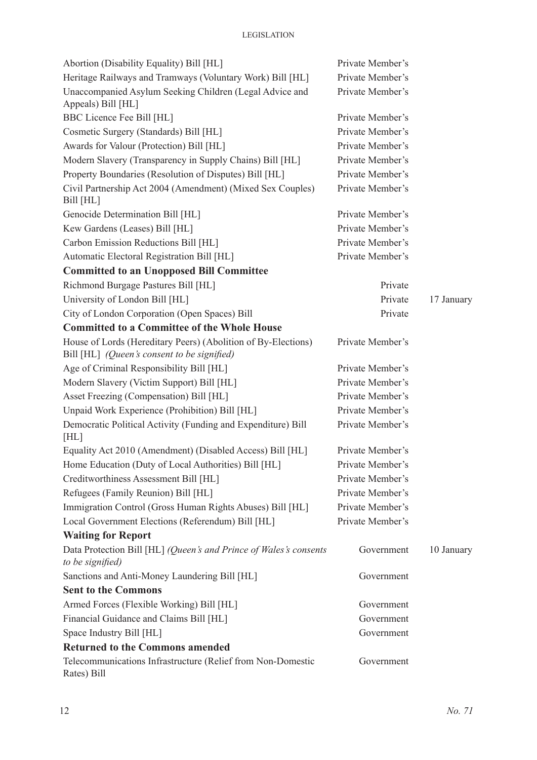| | | |
|---|---|---|
| Abortion (Disability Equality) Bill [HL] | Private Member's | |
| Heritage Railways and Tramways (Voluntary Work) Bill [HL] | Private Member's | |
| Unaccompanied Asylum Seeking Children (Legal Advice and Appeals) Bill [HL] | Private Member's | |
| BBC Licence Fee Bill [HL] | Private Member's | |
| Cosmetic Surgery (Standards) Bill [HL] | Private Member's | |
| Awards for Valour (Protection) Bill [HL] | Private Member's | |
| Modern Slavery (Transparency in Supply Chains) Bill [HL] | Private Member's | |
| Property Boundaries (Resolution of Disputes) Bill [HL] | Private Member's | |
| Civil Partnership Act 2004 (Amendment) (Mixed Sex Couples) Bill [HL] | Private Member's | |
| Genocide Determination Bill [HL] | Private Member's | |
| Kew Gardens (Leases) Bill [HL] | Private Member's | |
| Carbon Emission Reductions Bill [HL] | Private Member's | |
| Automatic Electoral Registration Bill [HL] | Private Member's | |
| **Committed to an Unopposed Bill Committee** | | |
| Richmond Burgage Pastures Bill [HL] | Private | |
| University of London Bill [HL] | Private | 17 January |
| City of London Corporation (Open Spaces) Bill | Private | |
| **Committed to a Committee of the Whole House** | | |
| House of Lords (Hereditary Peers) (Abolition of By-Elections) Bill [HL] *(Queen's consent to be signified)* | Private Member's | |
| Age of Criminal Responsibility Bill [HL] | Private Member's | |
| Modern Slavery (Victim Support) Bill [HL] | Private Member's | |
| Asset Freezing (Compensation) Bill [HL] | Private Member's | |
| Unpaid Work Experience (Prohibition) Bill [HL] | Private Member's | |
| Democratic Political Activity (Funding and Expenditure) Bill [HL] | Private Member's | |
| Equality Act 2010 (Amendment) (Disabled Access) Bill [HL] | Private Member's | |
| Home Education (Duty of Local Authorities) Bill [HL] | Private Member's | |
| Creditworthiness Assessment Bill [HL] | Private Member's | |
| Refugees (Family Reunion) Bill [HL] | Private Member's | |
| Immigration Control (Gross Human Rights Abuses) Bill [HL] | Private Member's | |
| Local Government Elections (Referendum) Bill [HL] | Private Member's | |
| **Waiting for Report** | | |
| Data Protection Bill [HL] *(Queen's and Prince of Wales's consents to be signified)* | Government | 10 January |
| Sanctions and Anti-Money Laundering Bill [HL] | Government | |
| **Sent to the Commons** | | |
| Armed Forces (Flexible Working) Bill [HL] | Government | |
| Financial Guidance and Claims Bill [HL] | Government | |
| Space Industry Bill [HL] | Government | |
| **Returned to the Commons amended** | | |
| Telecommunications Infrastructure (Relief from Non-Domestic Rates) Bill | Government | |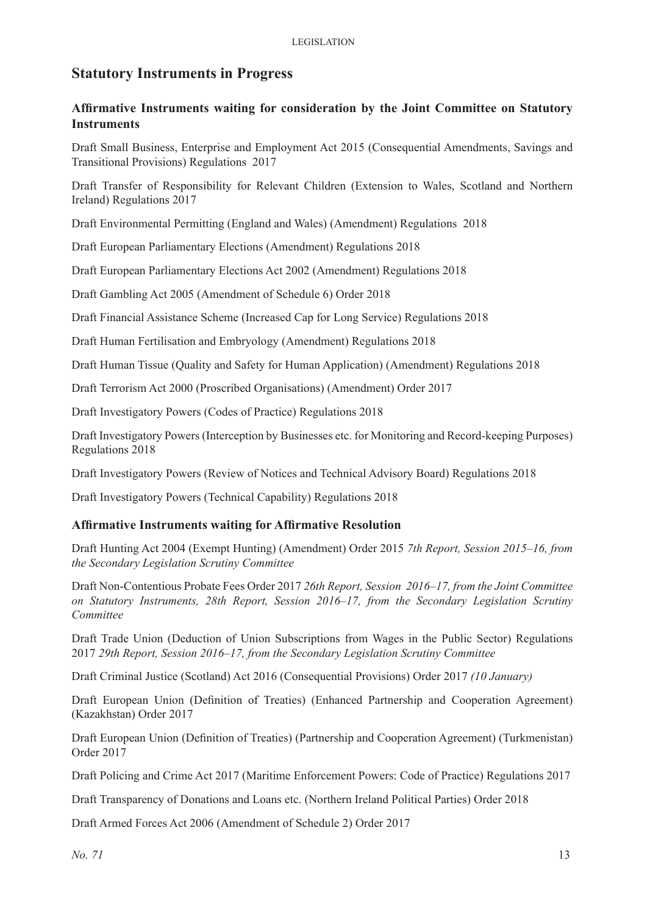## Statutory Instruments in Progress

### Affirmative Instruments waiting for consideration by the Joint Committee on Statutory Instruments

Draft Small Business, Enterprise and Employment Act 2015 (Consequential Amendments, Savings and Transitional Provisions) Regulations 2017

Draft Transfer of Responsibility for Relevant Children (Extension to Wales, Scotland and Northern Ireland) Regulations 2017

Draft Environmental Permitting (England and Wales) (Amendment) Regulations 2018

Draft European Parliamentary Elections (Amendment) Regulations 2018

Draft European Parliamentary Elections Act 2002 (Amendment) Regulations 2018

Draft Gambling Act 2005 (Amendment of Schedule 6) Order 2018

Draft Financial Assistance Scheme (Increased Cap for Long Service) Regulations 2018

Draft Human Fertilisation and Embryology (Amendment) Regulations 2018

Draft Human Tissue (Quality and Safety for Human Application) (Amendment) Regulations 2018

Draft Terrorism Act 2000 (Proscribed Organisations) (Amendment) Order 2017

Draft Investigatory Powers (Codes of Practice) Regulations 2018

Draft Investigatory Powers (Interception by Businesses etc. for Monitoring and Record-keeping Purposes) Regulations 2018

Draft Investigatory Powers (Review of Notices and Technical Advisory Board) Regulations 2018

Draft Investigatory Powers (Technical Capability) Regulations 2018

### Affirmative Instruments waiting for Affirmative Resolution

Draft Hunting Act 2004 (Exempt Hunting) (Amendment) Order 2015 *7th Report, Session 2015–16, from the Secondary Legislation Scrutiny Committee*

Draft Non-Contentious Probate Fees Order 2017 *26th Report, Session 2016–17, from the Joint Committee on Statutory Instruments, 28th Report, Session 2016–17, from the Secondary Legislation Scrutiny Committee*

Draft Trade Union (Deduction of Union Subscriptions from Wages in the Public Sector) Regulations 2017 *29th Report, Session 2016–17, from the Secondary Legislation Scrutiny Committee*

Draft Criminal Justice (Scotland) Act 2016 (Consequential Provisions) Order 2017 *(10 January)*

Draft European Union (Definition of Treaties) (Enhanced Partnership and Cooperation Agreement) (Kazakhstan) Order 2017

Draft European Union (Definition of Treaties) (Partnership and Cooperation Agreement) (Turkmenistan) Order 2017

Draft Policing and Crime Act 2017 (Maritime Enforcement Powers: Code of Practice) Regulations 2017

Draft Transparency of Donations and Loans etc. (Northern Ireland Political Parties) Order 2018

Draft Armed Forces Act 2006 (Amendment of Schedule 2) Order 2017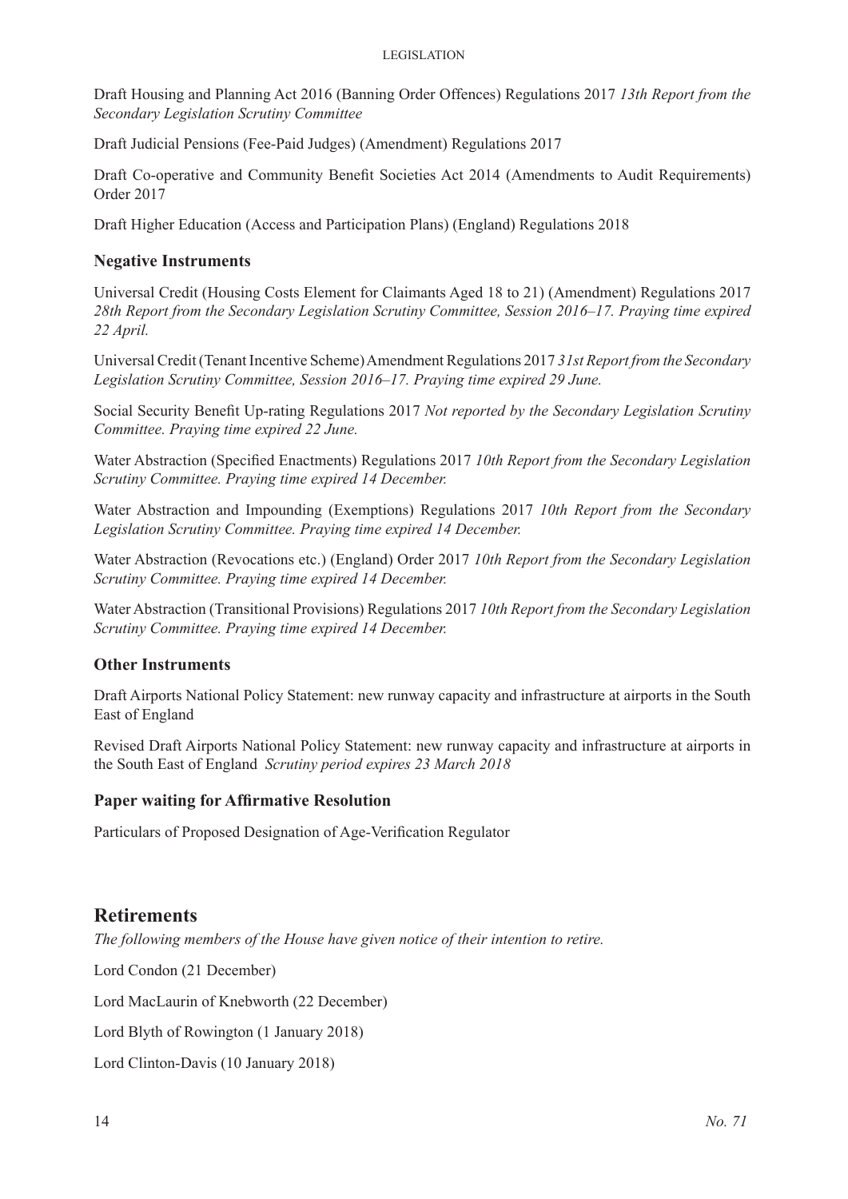Draft Housing and Planning Act 2016 (Banning Order Offences) Regulations 2017 *13th Report from the Secondary Legislation Scrutiny Committee*

Draft Judicial Pensions (Fee-Paid Judges) (Amendment) Regulations 2017

Draft Co-operative and Community Benefit Societies Act 2014 (Amendments to Audit Requirements) Order 2017

Draft Higher Education (Access and Participation Plans) (England) Regulations 2018

### Negative Instruments

Universal Credit (Housing Costs Element for Claimants Aged 18 to 21) (Amendment) Regulations 2017 *28th Report from the Secondary Legislation Scrutiny Committee, Session 2016–17. Praying time expired 22 April.*

Universal Credit (Tenant Incentive Scheme) Amendment Regulations 2017 *31st Report from the Secondary Legislation Scrutiny Committee, Session 2016–17. Praying time expired 29 June.*

Social Security Benefit Up-rating Regulations 2017 *Not reported by the Secondary Legislation Scrutiny Committee. Praying time expired 22 June.*

Water Abstraction (Specified Enactments) Regulations 2017 *10th Report from the Secondary Legislation Scrutiny Committee. Praying time expired 14 December.*

Water Abstraction and Impounding (Exemptions) Regulations 2017 *10th Report from the Secondary Legislation Scrutiny Committee. Praying time expired 14 December.*

Water Abstraction (Revocations etc.) (England) Order 2017 *10th Report from the Secondary Legislation Scrutiny Committee. Praying time expired 14 December.*

Water Abstraction (Transitional Provisions) Regulations 2017 *10th Report from the Secondary Legislation Scrutiny Committee. Praying time expired 14 December.*

### Other Instruments

Draft Airports National Policy Statement: new runway capacity and infrastructure at airports in the South East of England

Revised Draft Airports National Policy Statement: new runway capacity and infrastructure at airports in the South East of England *Scrutiny period expires 23 March 2018*

### Paper waiting for Affirmative Resolution

Particulars of Proposed Designation of Age-Verification Regulator

## Retirements

*The following members of the House have given notice of their intention to retire.*

Lord Condon (21 December)

Lord MacLaurin of Knebworth (22 December)

Lord Blyth of Rowington (1 January 2018)

Lord Clinton-Davis (10 January 2018)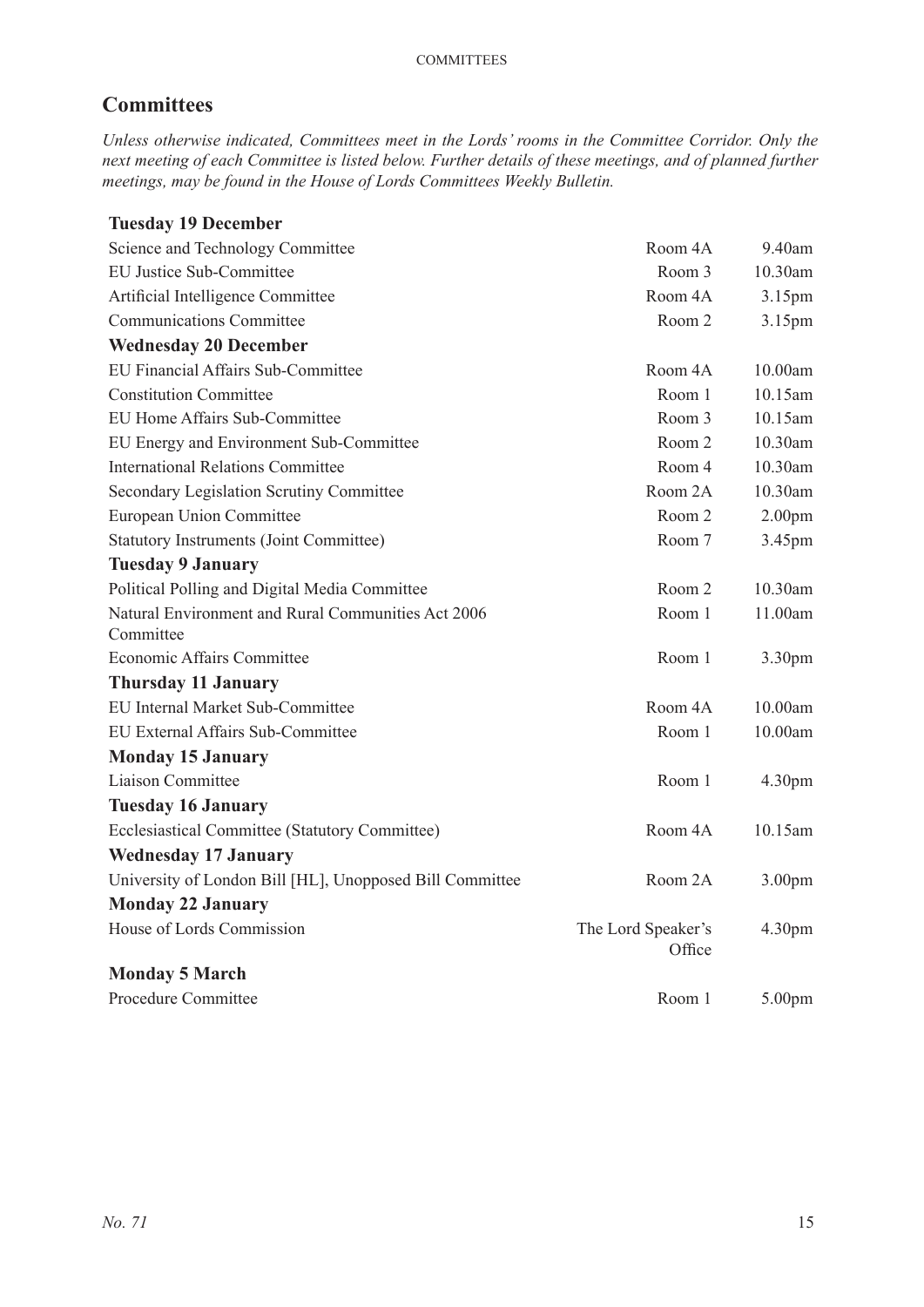## Committees

*Unless otherwise indicated, Committees meet in the Lords' rooms in the Committee Corridor. Only the next meeting of each Committee is listed below. Further details of these meetings, and of planned further meetings, may be found in the House of Lords Committees Weekly Bulletin.*

| | | |
|---|---|---|
| **Tuesday 19 December** | | |
| Science and Technology Committee | Room 4A | 9.40am |
| EU Justice Sub-Committee | Room 3 | 10.30am |
| Artificial Intelligence Committee | Room 4A | 3.15pm |
| Communications Committee | Room 2 | 3.15pm |
| **Wednesday 20 December** | | |
| EU Financial Affairs Sub-Committee | Room 4A | 10.00am |
| Constitution Committee | Room 1 | 10.15am |
| EU Home Affairs Sub-Committee | Room 3 | 10.15am |
| EU Energy and Environment Sub-Committee | Room 2 | 10.30am |
| International Relations Committee | Room 4 | 10.30am |
| Secondary Legislation Scrutiny Committee | Room 2A | 10.30am |
| European Union Committee | Room 2 | 2.00pm |
| Statutory Instruments (Joint Committee) | Room 7 | 3.45pm |
| **Tuesday 9 January** | | |
| Political Polling and Digital Media Committee | Room 2 | 10.30am |
| Natural Environment and Rural Communities Act 2006 Committee | Room 1 | 11.00am |
| Economic Affairs Committee | Room 1 | 3.30pm |
| **Thursday 11 January** | | |
| EU Internal Market Sub-Committee | Room 4A | 10.00am |
| EU External Affairs Sub-Committee | Room 1 | 10.00am |
| **Monday 15 January** | | |
| Liaison Committee | Room 1 | 4.30pm |
| **Tuesday 16 January** | | |
| Ecclesiastical Committee (Statutory Committee) | Room 4A | 10.15am |
| **Wednesday 17 January** | | |
| University of London Bill [HL], Unopposed Bill Committee | Room 2A | 3.00pm |
| **Monday 22 January** | | |
| House of Lords Commission | The Lord Speaker's Office | 4.30pm |
| **Monday 5 March** | | |
| Procedure Committee | Room 1 | 5.00pm |

*No. 71*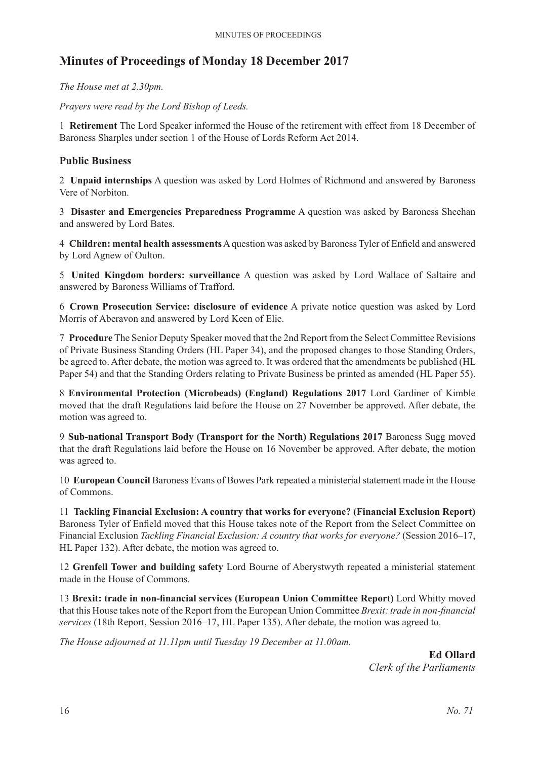# Minutes of Proceedings of Monday 18 December 2017

*The House met at 2.30pm.*

*Prayers were read by the Lord Bishop of Leeds.*

1 **Retirement** The Lord Speaker informed the House of the retirement with effect from 18 December of Baroness Sharples under section 1 of the House of Lords Reform Act 2014.

## Public Business

2 **Unpaid internships** A question was asked by Lord Holmes of Richmond and answered by Baroness Vere of Norbiton.

3 **Disaster and Emergencies Preparedness Programme** A question was asked by Baroness Sheehan and answered by Lord Bates.

4 **Children: mental health assessments** A question was asked by Baroness Tyler of Enfield and answered by Lord Agnew of Oulton.

5 **United Kingdom borders: surveillance** A question was asked by Lord Wallace of Saltaire and answered by Baroness Williams of Trafford.

6 **Crown Prosecution Service: disclosure of evidence** A private notice question was asked by Lord Morris of Aberavon and answered by Lord Keen of Elie.

7 **Procedure** The Senior Deputy Speaker moved that the 2nd Report from the Select Committee Revisions of Private Business Standing Orders (HL Paper 34), and the proposed changes to those Standing Orders, be agreed to. After debate, the motion was agreed to. It was ordered that the amendments be published (HL Paper 54) and that the Standing Orders relating to Private Business be printed as amended (HL Paper 55).

8 **Environmental Protection (Microbeads) (England) Regulations 2017** Lord Gardiner of Kimble moved that the draft Regulations laid before the House on 27 November be approved. After debate, the motion was agreed to.

9 **Sub-national Transport Body (Transport for the North) Regulations 2017** Baroness Sugg moved that the draft Regulations laid before the House on 16 November be approved. After debate, the motion was agreed to.

10 **European Council** Baroness Evans of Bowes Park repeated a ministerial statement made in the House of Commons.

11 **Tackling Financial Exclusion: A country that works for everyone? (Financial Exclusion Report)** Baroness Tyler of Enfield moved that this House takes note of the Report from the Select Committee on Financial Exclusion *Tackling Financial Exclusion: A country that works for everyone?* (Session 2016–17, HL Paper 132). After debate, the motion was agreed to.

12 **Grenfell Tower and building safety** Lord Bourne of Aberystwyth repeated a ministerial statement made in the House of Commons.

13 **Brexit: trade in non-financial services (European Union Committee Report)** Lord Whitty moved that this House takes note of the Report from the European Union Committee *Brexit: trade in non-financial services* (18th Report, Session 2016–17, HL Paper 135). After debate, the motion was agreed to.

*The House adjourned at 11.11pm until Tuesday 19 December at 11.00am.*

**Ed Ollard**
*Clerk of the Parliaments*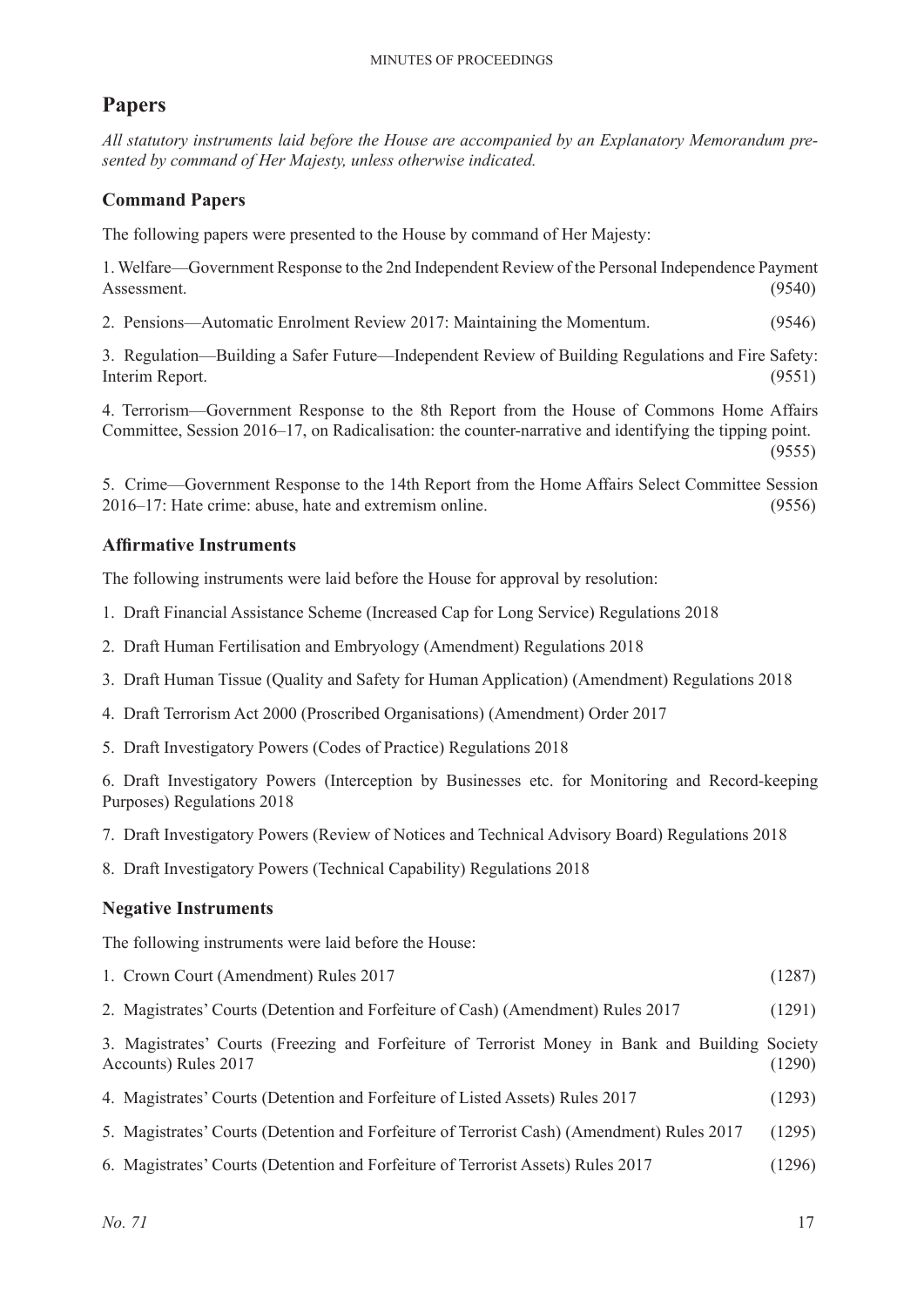## Papers

*All statutory instruments laid before the House are accompanied by an Explanatory Memorandum presented by command of Her Majesty, unless otherwise indicated.*

### Command Papers

The following papers were presented to the House by command of Her Majesty:

1. Welfare—Government Response to the 2nd Independent Review of the Personal Independence Payment Assessment. (9540)

2. Pensions—Automatic Enrolment Review 2017: Maintaining the Momentum. (9546)

3. Regulation—Building a Safer Future—Independent Review of Building Regulations and Fire Safety: Interim Report. (9551)

4. Terrorism—Government Response to the 8th Report from the House of Commons Home Affairs Committee, Session 2016–17, on Radicalisation: the counter-narrative and identifying the tipping point. (9555)

5. Crime—Government Response to the 14th Report from the Home Affairs Select Committee Session 2016–17: Hate crime: abuse, hate and extremism online. (9556)

### Affirmative Instruments

The following instruments were laid before the House for approval by resolution:

1. Draft Financial Assistance Scheme (Increased Cap for Long Service) Regulations 2018
2. Draft Human Fertilisation and Embryology (Amendment) Regulations 2018
3. Draft Human Tissue (Quality and Safety for Human Application) (Amendment) Regulations 2018
4. Draft Terrorism Act 2000 (Proscribed Organisations) (Amendment) Order 2017
5. Draft Investigatory Powers (Codes of Practice) Regulations 2018
6. Draft Investigatory Powers (Interception by Businesses etc. for Monitoring and Record-keeping Purposes) Regulations 2018
7. Draft Investigatory Powers (Review of Notices and Technical Advisory Board) Regulations 2018
8. Draft Investigatory Powers (Technical Capability) Regulations 2018

### Negative Instruments

The following instruments were laid before the House:

1. Crown Court (Amendment) Rules 2017 (1287)
2. Magistrates' Courts (Detention and Forfeiture of Cash) (Amendment) Rules 2017 (1291)
3. Magistrates' Courts (Freezing and Forfeiture of Terrorist Money in Bank and Building Society Accounts) Rules 2017 (1290)
4. Magistrates' Courts (Detention and Forfeiture of Listed Assets) Rules 2017 (1293)
5. Magistrates' Courts (Detention and Forfeiture of Terrorist Cash) (Amendment) Rules 2017 (1295)
6. Magistrates' Courts (Detention and Forfeiture of Terrorist Assets) Rules 2017 (1296)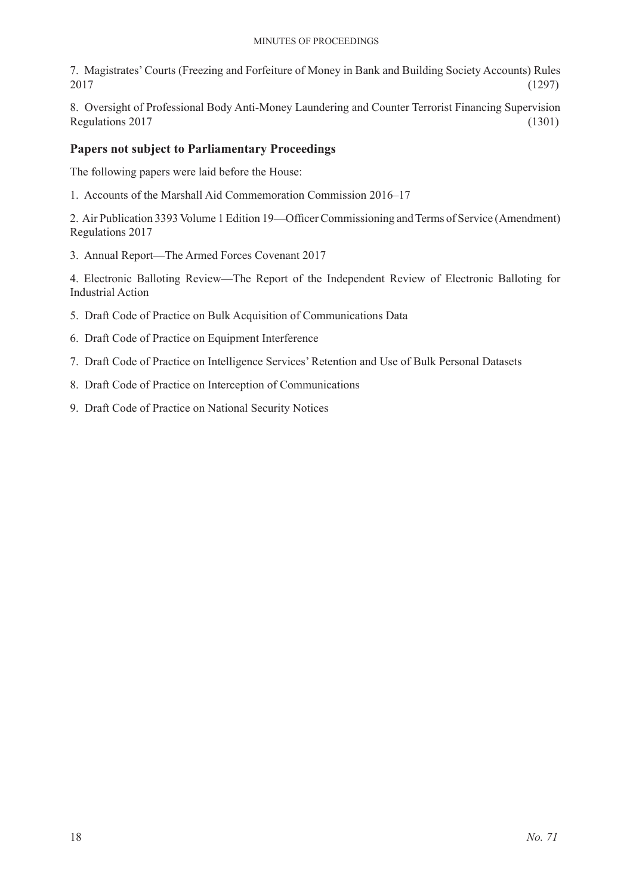7. Magistrates' Courts (Freezing and Forfeiture of Money in Bank and Building Society Accounts) Rules 2017 (1297)

8. Oversight of Professional Body Anti-Money Laundering and Counter Terrorist Financing Supervision Regulations 2017 (1301)

## Papers not subject to Parliamentary Proceedings

The following papers were laid before the House:

1. Accounts of the Marshall Aid Commemoration Commission 2016–17

2. Air Publication 3393 Volume 1 Edition 19—Officer Commissioning and Terms of Service (Amendment) Regulations 2017

3. Annual Report—The Armed Forces Covenant 2017

4. Electronic Balloting Review—The Report of the Independent Review of Electronic Balloting for Industrial Action

5. Draft Code of Practice on Bulk Acquisition of Communications Data

6. Draft Code of Practice on Equipment Interference

7. Draft Code of Practice on Intelligence Services' Retention and Use of Bulk Personal Datasets

8. Draft Code of Practice on Interception of Communications

9. Draft Code of Practice on National Security Notices